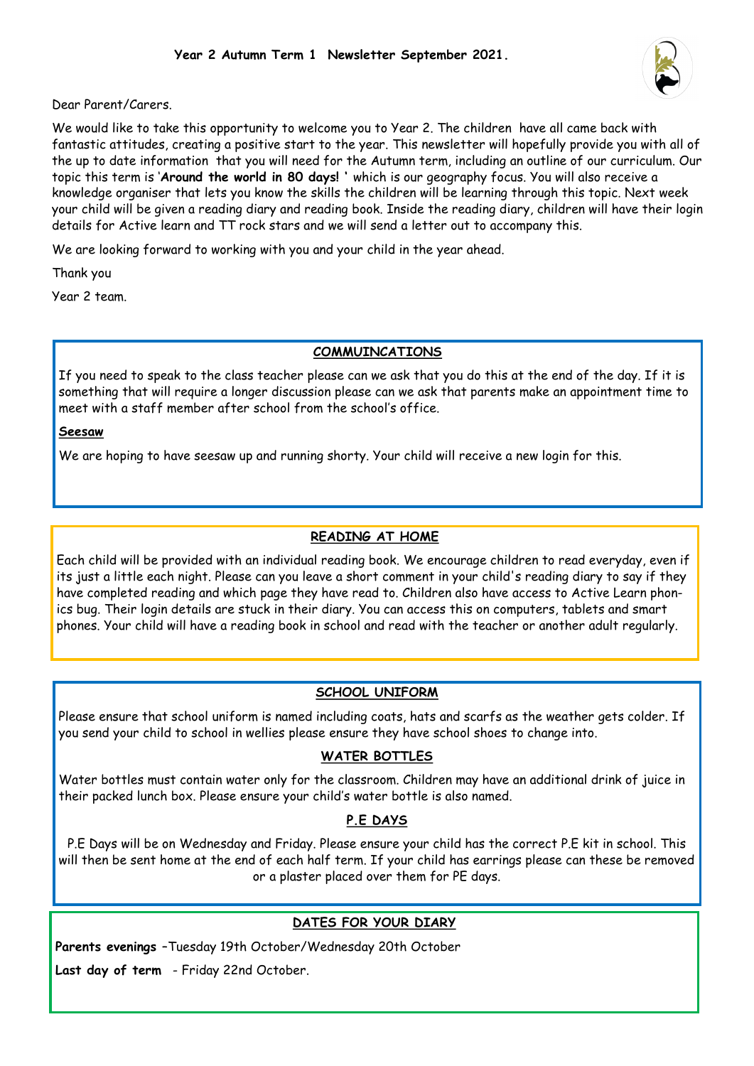**Year 2 Autumn Term 1 Newsletter September 2021.**

Dear Parent/Carers.

We would like to take this opportunity to welcome you to Year 2. The children have all came back with fantastic attitudes, creating a positive start to the year. This newsletter will hopefully provide you with all of the up to date information that you will need for the Autumn term, including an outline of our curriculum. Our topic this term is '**Around the world in 80 days! '** which is our geography focus. You will also receive a knowledge organiser that lets you know the skills the children will be learning through this topic. Next week your child will be given a reading diary and reading book. Inside the reading diary, children will have their login details for Active learn and TT rock stars and we will send a letter out to accompany this.

We are looking forward to working with you and your child in the year ahead.

Thank you

Year 2 team.

## COMMUINCATIONS

If you need to speak to the class teacher please can we ask that you do this at the end of the day. If it is something that will require a longer discussion please can we ask that parents make an appointment time to meet with a staff member after school from the school's office.

### Seesaw

We are hoping to have seesaw up and running shorty. Your child will receive a new login for this.

## READING AT HOME

Each child will be provided with an individual reading book. We encourage children to read everyday, even if its just a little each night. Please can you leave a short comment in your child's reading diary to say if they have completed reading and which page they have read to. Children also have access to Active Learn phonics bug. Their login details are stuck in their diary. You can access this on computers, tablets and smart phones. Your child will have a reading book in school and read with the teacher or another adult regularly.

## SCHOOL UNIFORM

Please ensure that school uniform is named including coats, hats and scarfs as the weather gets colder. If you send your child to school in wellies please ensure they have school shoes to change into.

## WATER BOTTLES

Water bottles must contain water only for the classroom. Children may have an additional drink of juice in their packed lunch box. Please ensure your child's water bottle is also named.

## P.E DAYS

P.E Days will be on Wednesday and Friday. Please ensure your child has the correct P.E kit in school. This will then be sent home at the end of each half term. If your child has earrings please can these be removed or a plaster placed over them for PE days.

## DATES FOR YOUR DIARY

**Parents evenings** –Tuesday 19th October/Wednesday 20th October

**Last day of term** - Friday 22nd October.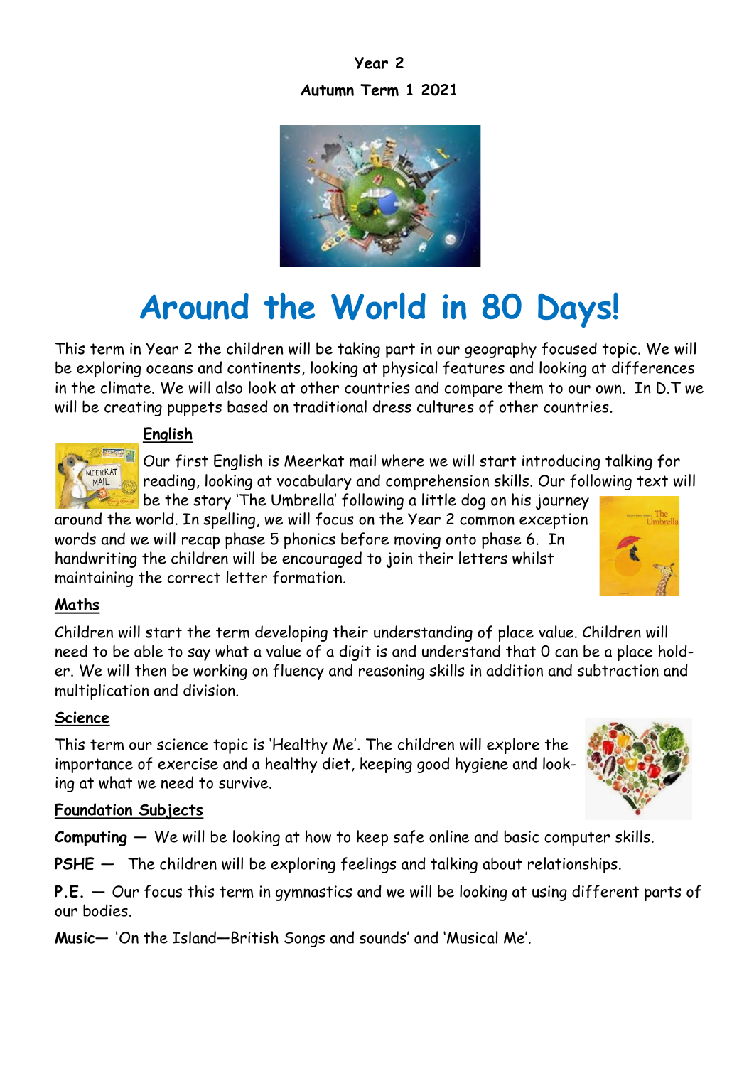**Year 2**

**Autumn Term 1 2021**

# Around the World in 80 Days!

This term in Year 2 the children will be taking part in our geography focused topic. We will be exploring oceans and continents, looking at physical features and looking at differences in the climate. We will also look at other countries and compare them to our own. In D.T we will be creating puppets based on traditional dress cultures of other countries.

## English

Our first English is Meerkat mail where we will start introducing talking for reading, looking at vocabulary and comprehension skills. Our following text will be the story 'The Umbrella' following a little dog on his journey around the world. In spelling, we will focus on the Year 2 common exception words and we will recap phase 5 phonics before moving onto phase 6. In handwriting the children will be encouraged to join their letters whilst maintaining the correct letter formation.

## Maths

Children will start the term developing their understanding of place value. Children will need to be able to say what a value of a digit is and understand that 0 can be a place holder. We will then be working on fluency and reasoning skills in addition and subtraction and multiplication and division.

## Science

This term our science topic is 'Healthy Me'. The children will explore the importance of exercise and a healthy diet, keeping good hygiene and looking at what we need to survive.

## Foundation Subjects

**Computing** — We will be looking at how to keep safe online and basic computer skills.

**PSHE** — The children will be exploring feelings and talking about relationships.

**P.E.** — Our focus this term in gymnastics and we will be looking at using different parts of our bodies.

**Music**— 'On the Island—British Songs and sounds' and 'Musical Me'.